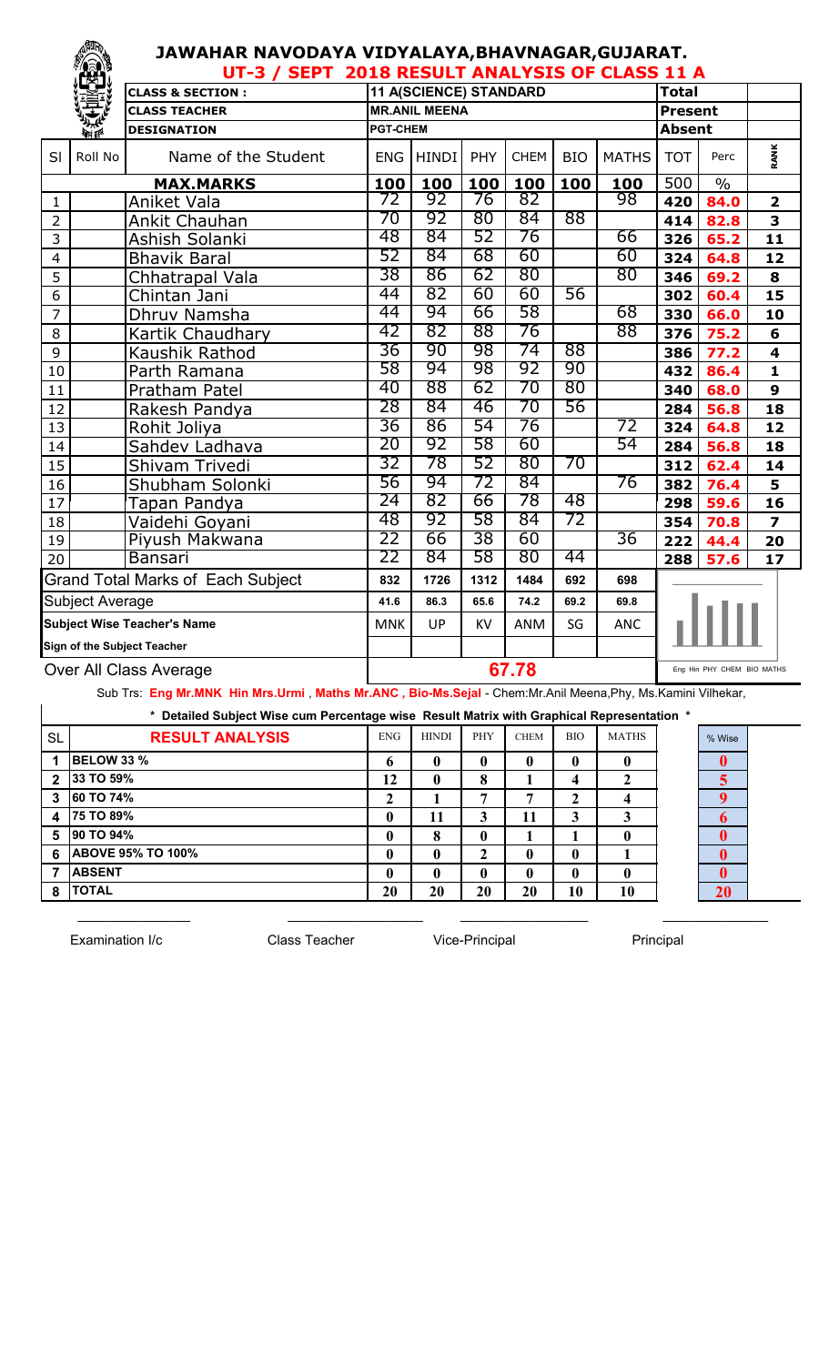# JAWAHAR NAVODAYA VIDYALAYA,BHAVNAGAR,GUJARAT.

## UT-3 / SEPT 2018 RESULT ANALYSIS OF CLASS 11 A

| CLASS & SECTION : | 11 A(SCIENCE) STANDARD | Total | |
|---|---|---|---|
| CLASS TEACHER | MR.ANIL MEENA | Present | |
| DESIGNATION | PGT-CHEM | Absent | |

| Sl | Roll No | Name of the Student | ENG | HINDI | PHY | CHEM | BIO | MATHS | TOT | Perc | RANK |
|---|---|---|---|---|---|---|---|---|---|---|---|
| | | **MAX.MARKS** | 100 | 100 | 100 | 100 | 100 | 100 | 500 | % | |
| 1 | | Aniket Vala | 72 | 92 | 76 | 82 | | 98 | 420 | 84.0 | 2 |
| 2 | | Ankit Chauhan | 70 | 92 | 80 | 84 | 88 | | 414 | 82.8 | 3 |
| 3 | | Ashish Solanki | 48 | 84 | 52 | 76 | | 66 | 326 | 65.2 | 11 |
| 4 | | Bhavik Baral | 52 | 84 | 68 | 60 | | 60 | 324 | 64.8 | 12 |
| 5 | | Chhatrapal Vala | 38 | 86 | 62 | 80 | | 80 | 346 | 69.2 | 8 |
| 6 | | Chintan Jani | 44 | 82 | 60 | 60 | 56 | | 302 | 60.4 | 15 |
| 7 | | Dhruv Namsha | 44 | 94 | 66 | 58 | | 68 | 330 | 66.0 | 10 |
| 8 | | Kartik Chaudhary | 42 | 82 | 88 | 76 | | 88 | 376 | 75.2 | 6 |
| 9 | | Kaushik Rathod | 36 | 90 | 98 | 74 | 88 | | 386 | 77.2 | 4 |
| 10 | | Parth Ramana | 58 | 94 | 98 | 92 | 90 | | 432 | 86.4 | 1 |
| 11 | | Pratham Patel | 40 | 88 | 62 | 70 | 80 | | 340 | 68.0 | 9 |
| 12 | | Rakesh Pandya | 28 | 84 | 46 | 70 | 56 | | 284 | 56.8 | 18 |
| 13 | | Rohit Joliya | 36 | 86 | 54 | 76 | | 72 | 324 | 64.8 | 12 |
| 14 | | Sahdev Ladhava | 20 | 92 | 58 | 60 | | 54 | 284 | 56.8 | 18 |
| 15 | | Shivam Trivedi | 32 | 78 | 52 | 80 | 70 | | 312 | 62.4 | 14 |
| 16 | | Shubham Solonki | 56 | 94 | 72 | 84 | | 76 | 382 | 76.4 | 5 |
| 17 | | Tapan Pandya | 24 | 82 | 66 | 78 | 48 | | 298 | 59.6 | 16 |
| 18 | | Vaidehi Goyani | 48 | 92 | 58 | 84 | 72 | | 354 | 70.8 | 7 |
| 19 | | Piyush Makwana | 22 | 66 | 38 | 60 | | 36 | 222 | 44.4 | 20 |
| 20 | | Bansari | 22 | 84 | 58 | 80 | 44 | | 288 | 57.6 | 17 |
| | | Grand Total Marks of Each Subject | 832 | 1726 | 1312 | 1484 | 692 | 698 | | | |
| | | Subject Average | 41.6 | 86.3 | 65.6 | 74.2 | 69.2 | 69.8 | | | |
| | | Subject Wise Teacher's Name | MNK | UP | KV | ANM | SG | ANC | | | |
| | | Sign of the Subject Teacher | | | | | | | | | |
| | | Over All Class Average | 67.78 | | | | | | | | |

Eng Hin PHY CHEM BIO MATHS

Sub Trs: **Eng Mr.MNK Hin Mrs.Urmi , Maths Mr.ANC , Bio-Ms.Sejal** - Chem:Mr.Anil Meena,Phy, Ms.Kamini Vilhekar,

**\* Detailed Subject Wise cum Percentage wise Result Matrix with Graphical Representation \***

| SL | RESULT ANALYSIS | ENG | HINDI | PHY | CHEM | BIO | MATHS | % Wise |
|---|---|---|---|---|---|---|---|---|
| 1 | BELOW 33 % | 6 | 0 | 0 | 0 | 0 | 0 | 0 |
| 2 | 33 TO 59% | 12 | 0 | 8 | 1 | 4 | 2 | 5 |
| 3 | 60 TO 74% | 2 | 1 | 7 | 7 | 2 | 4 | 9 |
| 4 | 75 TO 89% | 0 | 11 | 3 | 11 | 3 | 3 | 6 |
| 5 | 90 TO 94% | 0 | 8 | 0 | 1 | 1 | 0 | 0 |
| 6 | ABOVE 95% TO 100% | 0 | 0 | 2 | 0 | 0 | 1 | 0 |
| 7 | ABSENT | 0 | 0 | 0 | 0 | 0 | 0 | 0 |
| 8 | TOTAL | 20 | 20 | 20 | 20 | 10 | 10 | 20 |

Examination I/c &nbsp;&nbsp;&nbsp;&nbsp; Class Teacher &nbsp;&nbsp;&nbsp;&nbsp; Vice-Principal &nbsp;&nbsp;&nbsp;&nbsp; Principal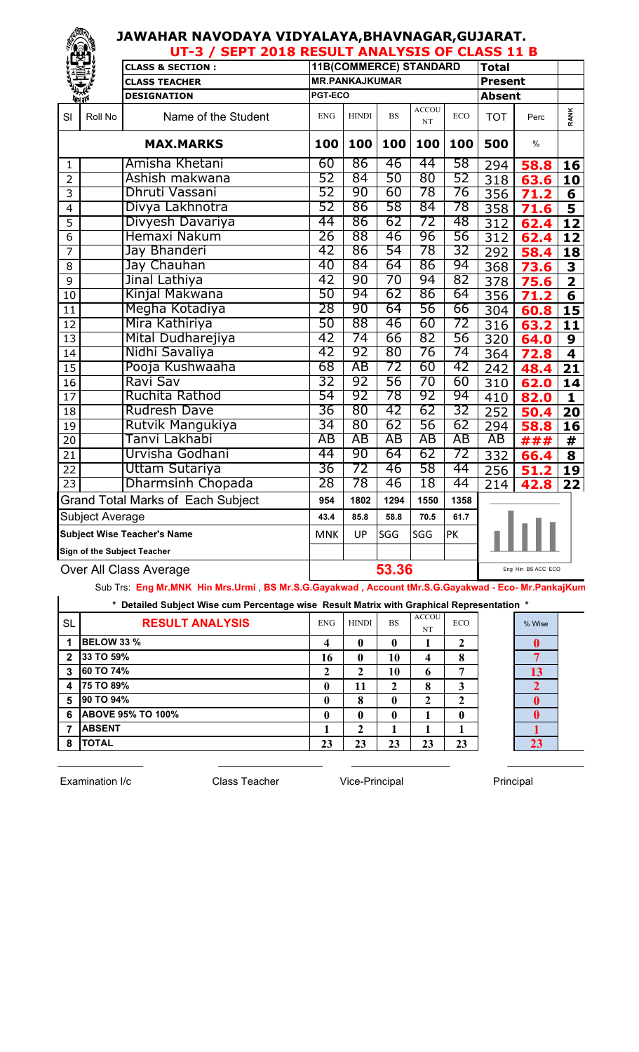# JAWAHAR NAVODAYA VIDYALAYA,BHAVNAGAR,GUJARAT.

## UT-3 / SEPT 2018 RESULT ANALYSIS OF CLASS 11 B

| CLASS & SECTION : | 11B(COMMERCE) STANDARD | Total | |
|---|---|---|---|
| CLASS TEACHER | MR.PANKAJKUMAR | Present | |
| DESIGNATION | PGT-ECO | Absent | |

| Sl | Roll No | Name of the Student | ENG | HINDI | BS | ACCOUNT | ECO | TOT | Perc | RANK |
|---|---|---|---|---|---|---|---|---|---|---|
| | | **MAX.MARKS** | **100** | **100** | **100** | **100** | **100** | **500** | % | |
| 1 | | Amisha Khetani | 60 | 86 | 46 | 44 | 58 | 294 | **58.8** | **16** |
| 2 | | Ashish makwana | 52 | 84 | 50 | 80 | 52 | 318 | **63.6** | **10** |
| 3 | | Dhruti Vassani | 52 | 90 | 60 | 78 | 76 | 356 | **71.2** | **6** |
| 4 | | Divya Lakhnotra | 52 | 86 | 58 | 84 | 78 | 358 | **71.6** | **5** |
| 5 | | Divyesh Davariya | 44 | 86 | 62 | 72 | 48 | 312 | **62.4** | **12** |
| 6 | | Hemaxi Nakum | 26 | 88 | 46 | 96 | 56 | 312 | **62.4** | **12** |
| 7 | | Jay Bhanderi | 42 | 86 | 54 | 78 | 32 | 292 | **58.4** | **18** |
| 8 | | Jay Chauhan | 40 | 84 | 64 | 86 | 94 | 368 | **73.6** | **3** |
| 9 | | Jinal Lathiya | 42 | 90 | 70 | 94 | 82 | 378 | **75.6** | **2** |
| 10 | | Kinjal Makwana | 50 | 94 | 62 | 86 | 64 | 356 | **71.2** | **6** |
| 11 | | Megha Kotadiya | 28 | 90 | 64 | 56 | 66 | 304 | **60.8** | **15** |
| 12 | | Mira Kathiriya | 50 | 88 | 46 | 60 | 72 | 316 | **63.2** | **11** |
| 13 | | Mital Dudharejiya | 42 | 74 | 66 | 82 | 56 | 320 | **64.0** | **9** |
| 14 | | Nidhi Savaliya | 42 | 92 | 80 | 76 | 74 | 364 | **72.8** | **4** |
| 15 | | Pooja Kushwaaha | 68 | AB | 72 | 60 | 42 | 242 | **48.4** | **21** |
| 16 | | Ravi Sav | 32 | 92 | 56 | 70 | 60 | 310 | **62.0** | **14** |
| 17 | | Ruchita Rathod | 54 | 92 | 78 | 92 | 94 | 410 | **82.0** | **1** |
| 18 | | Rudresh Dave | 36 | 80 | 42 | 62 | 32 | 252 | **50.4** | **20** |
| 19 | | Rutvik Mangukiya | 34 | 80 | 62 | 56 | 62 | 294 | **58.8** | **16** |
| 20 | | Tanvi Lakhabi | AB | AB | AB | AB | AB | AB | **###** | **#** |
| 21 | | Urvisha Godhani | 44 | 90 | 64 | 62 | 72 | 332 | **66.4** | **8** |
| 22 | | Uttam Sutariya | 36 | 72 | 46 | 58 | 44 | 256 | **51.2** | **19** |
| 23 | | Dharmsinh Chopada | 28 | 78 | 46 | 18 | 44 | 214 | **42.8** | **22** |
| | | Grand Total Marks of Each Subject | 954 | 1802 | 1294 | 1550 | 1358 | | | |
| | | Subject Average | 43.4 | 85.8 | 58.8 | 70.5 | 61.7 | | | |
| | | Subject Wise Teacher's Name | MNK | UP | SGG | SGG | PK | | | |
| | | Sign of the Subject Teacher | | | | | | | | |
| | | Over All Class Average | 53.36 | | | | | | | |

Eng Hin BS ACC ECO

Sub Trs: **Eng Mr.MNK Hin Mrs.Urmi , BS Mr.S.G.Gayakwad , Account tMr.S.G.Gayakwad - Eco- Mr.PankajKum**

\* Detailed Subject Wise cum Percentage wise Result Matrix with Graphical Representation \*

| SL | RESULT ANALYSIS | ENG | HINDI | BS | ACCOUNT | ECO | % Wise |
|---|---|---|---|---|---|---|---|
| 1 | BELOW 33 % | 4 | 0 | 0 | 1 | 2 | 0 |
| 2 | 33 TO 59% | 16 | 0 | 10 | 4 | 8 | 7 |
| 3 | 60 TO 74% | 2 | 2 | 10 | 6 | 7 | 13 |
| 4 | 75 TO 89% | 0 | 11 | 2 | 8 | 3 | 2 |
| 5 | 90 TO 94% | 0 | 8 | 0 | 2 | 2 | 0 |
| 6 | ABOVE 95% TO 100% | 0 | 0 | 0 | 1 | 0 | 0 |
| 7 | ABSENT | 1 | 2 | 1 | 1 | 1 | 1 |
| 8 | TOTAL | 23 | 23 | 23 | 23 | 23 | 23 |

Examination I/c &nbsp;&nbsp;&nbsp;&nbsp; Class Teacher &nbsp;&nbsp;&nbsp;&nbsp; Vice-Principal &nbsp;&nbsp;&nbsp;&nbsp; Principal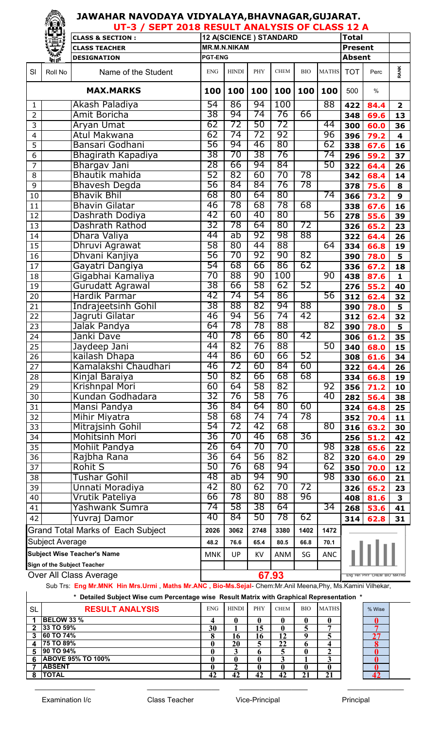# JAWAHAR NAVODAYA VIDYALAYA,BHAVNAGAR,GUJARAT.

## UT-3 / SEPT 2018 RESULT ANALYSIS OF CLASS 12 A

| CLASS & SECTION : | 12 A(SCIENCE ) STANDARD | Total | |
|---|---|---|---|
| CLASS TEACHER | MR.M.N.NIKAM | Present | |
| DESIGNATION | PGT-ENG | Absent | |

| Sl | Roll No | Name of the Student | ENG | HINDI | PHY | CHEM | BIO | MATHS | TOT | Perc | RANK |
|---|---|---|---|---|---|---|---|---|---|---|---|
| | | **MAX.MARKS** | **100** | **100** | **100** | **100** | **100** | **100** | 500 | % | |
| 1 | | Akash Paladiya | 54 | 86 | 94 | 100 | | 88 | 422 | 84.4 | 2 |
| 2 | | Amit Boricha | 38 | 94 | 74 | 76 | 66 | | 348 | 69.6 | 13 |
| 3 | | Aryan Umat | 62 | 72 | 50 | 72 | | 44 | 300 | 60.0 | 36 |
| 4 | | Atul Makwana | 62 | 74 | 72 | 92 | | 96 | 396 | 79.2 | 4 |
| 5 | | Bansari Godhani | 56 | 94 | 46 | 80 | | 62 | 338 | 67.6 | 16 |
| 6 | | Bhagirath Kapadiya | 38 | 70 | 38 | 76 | | 74 | 296 | 59.2 | 37 |
| 7 | | Bhargav Jani | 28 | 66 | 94 | 84 | | 50 | 322 | 64.4 | 26 |
| 8 | | Bhautik mahida | 52 | 82 | 60 | 70 | 78 | | 342 | 68.4 | 14 |
| 9 | | Bhavesh Degda | 56 | 84 | 84 | 76 | 78 | | 378 | 75.6 | 8 |
| 10 | | Bhavik Bhil | 68 | 80 | 64 | 80 | | 74 | 366 | 73.2 | 9 |
| 11 | | Bhavin Gilatar | 46 | 78 | 68 | 78 | 68 | | 338 | 67.6 | 16 |
| 12 | | Dashrath Dodiya | 42 | 60 | 40 | 80 | | 56 | 278 | 55.6 | 39 |
| 13 | | Dashrath Rathod | 32 | 78 | 64 | 80 | 72 | | 326 | 65.2 | 23 |
| 14 | | Dhara Valiya | 44 | ab | 92 | 98 | 88 | | 322 | 64.4 | 26 |
| 15 | | Dhruvi Agrawat | 58 | 80 | 44 | 88 | | 64 | 334 | 66.8 | 19 |
| 16 | | Dhvani Kanjiya | 56 | 70 | 92 | 90 | 82 | | 390 | 78.0 | 5 |
| 17 | | Gayatri Dangiya | 54 | 68 | 66 | 86 | 62 | | 336 | 67.2 | 18 |
| 18 | | Gigabhai Kamaliya | 70 | 88 | 90 | 100 | | 90 | 438 | 87.6 | 1 |
| 19 | | Gurudatt Agrawal | 38 | 66 | 58 | 62 | 52 | | 276 | 55.2 | 40 |
| 20 | | Hardik Parmar | 42 | 74 | 54 | 86 | | 56 | 312 | 62.4 | 32 |
| 21 | | Indrajeetsinh Gohil | 38 | 88 | 82 | 94 | 88 | | 390 | 78.0 | 5 |
| 22 | | Jagruti Gilatar | 46 | 94 | 56 | 74 | 42 | | 312 | 62.4 | 32 |
| 23 | | Jalak Pandya | 64 | 78 | 78 | 88 | | 82 | 390 | 78.0 | 5 |
| 24 | | Janki Dave | 40 | 78 | 66 | 80 | 42 | | 306 | 61.2 | 35 |
| 25 | | Jaydeep Jani | 44 | 82 | 76 | 88 | | 50 | 340 | 68.0 | 15 |
| 26 | | kailash Dhapa | 44 | 86 | 60 | 66 | 52 | | 308 | 61.6 | 34 |
| 27 | | Kamalakshi Chaudhari | 46 | 72 | 60 | 84 | 60 | | 322 | 64.4 | 26 |
| 28 | | Kinjal Baraiya | 50 | 82 | 66 | 68 | 68 | | 334 | 66.8 | 19 |
| 29 | | Krishnpal Mori | 60 | 64 | 58 | 82 | | 92 | 356 | 71.2 | 10 |
| 30 | | Kundan Godhadara | 32 | 76 | 58 | 76 | | 40 | 282 | 56.4 | 38 |
| 31 | | Mansi Pandya | 36 | 84 | 64 | 80 | 60 | | 324 | 64.8 | 25 |
| 32 | | Mihir Miyatra | 58 | 68 | 74 | 74 | 78 | | 352 | 70.4 | 11 |
| 33 | | Mitrajsinh Gohil | 54 | 72 | 42 | 68 | | 80 | 316 | 63.2 | 30 |
| 34 | | Mohitsinh Mori | 36 | 70 | 46 | 68 | 36 | | 256 | 51.2 | 42 |
| 35 | | Mohiit Pandya | 26 | 64 | 70 | 70 | | 98 | 328 | 65.6 | 22 |
| 36 | | Rajbha Rana | 36 | 64 | 56 | 82 | | 82 | 320 | 64.0 | 29 |
| 37 | | Rohit S | 50 | 76 | 68 | 94 | | 62 | 350 | 70.0 | 12 |
| 38 | | Tushar Gohil | 48 | ab | 94 | 90 | | 98 | 330 | 66.0 | 21 |
| 39 | | Unnati Moradiya | 42 | 80 | 62 | 70 | 72 | | 326 | 65.2 | 23 |
| 40 | | Vrutik Pateliya | 66 | 78 | 80 | 88 | 96 | | 408 | 81.6 | 3 |
| 41 | | Yashwank Sumra | 74 | 58 | 38 | 64 | | 34 | 268 | 53.6 | 41 |
| 42 | | Yuvraj Damor | 40 | 84 | 50 | 78 | 62 | | 314 | 62.8 | 31 |
| | | Grand Total Marks of Each Subject | 2026 | 3062 | 2748 | 3380 | 1402 | 1472 | | | |
| | | Subject Average | 48.2 | 76.6 | 65.4 | 80.5 | 66.8 | 70.1 | | | |
| | | Subject Wise Teacher's Name | MNK | UP | KV | ANM | SG | ANC | | | |
| | | Sign of the Subject Teacher | | | | | | | | | |
| | | Over All Class Average | | | | 67.93 | | | | | |

Eng Hin PHY CHEM BIO MATHS

Sub Trs: **Eng Mr.MNK Hin Mrs.Urmi , Maths Mr.ANC , Bio-Ms.Sejal**- Chem:Mr.Anil Meena,Phy, Ms.Kamini Vilhekar,

**\* Detailed Subject Wise cum Percentage wise Result Matrix with Graphical Representation \***

| SL | RESULT ANALYSIS | ENG | HINDI | PHY | CHEM | BIO | MATHS | % Wise |
|---|---|---|---|---|---|---|---|---|
| 1 | BELOW 33 % | 4 | 0 | 0 | 0 | 0 | 0 | 0 |
| 2 | 33 TO 59% | 30 | 1 | 15 | 0 | 5 | 7 | 7 |
| 3 | 60 TO 74% | 8 | 16 | 16 | 12 | 9 | 5 | 27 |
| 4 | 75 TO 89% | 0 | 20 | 5 | 22 | 6 | 4 | 8 |
| 5 | 90 TO 94% | 0 | 3 | 6 | 5 | 0 | 2 | 0 |
| 6 | ABOVE 95% TO 100% | 0 | 0 | 0 | 3 | 1 | 3 | 0 |
| 7 | ABSENT | 0 | 2 | 0 | 0 | 0 | 0 | 0 |
| 8 | TOTAL | 42 | 42 | 42 | 42 | 21 | 21 | 42 |

Examination I/c　　Class Teacher　　Vice-Principal　　Principal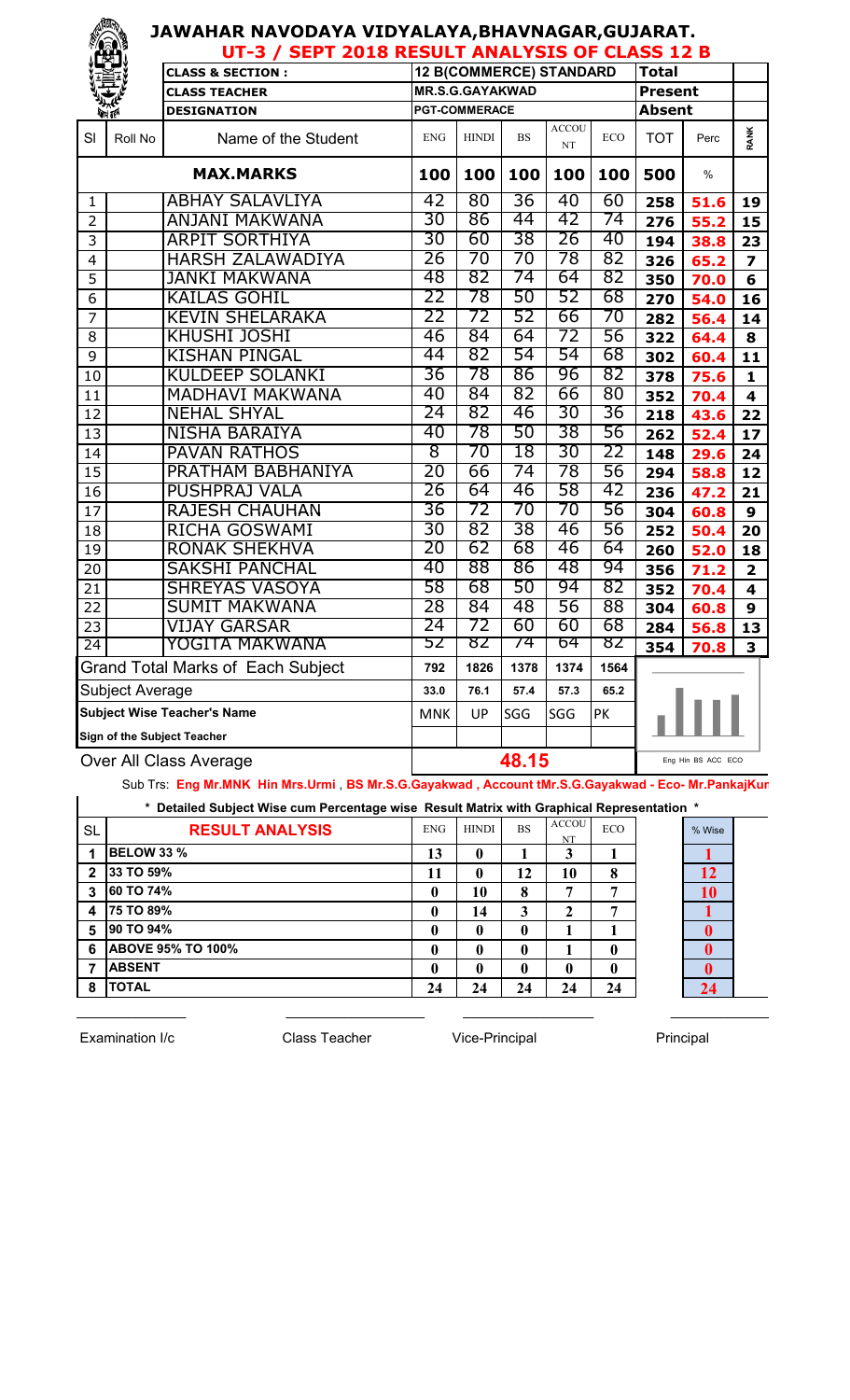# JAWAHAR NAVODAYA VIDYALAYA,BHAVNAGAR,GUJARAT.

## UT-3 / SEPT 2018 RESULT ANALYSIS OF CLASS 12 B

| | | | | | | | | | | |
|---|---|---|---|---|---|---|---|---|---|---|
| | | CLASS & SECTION : | 12 B(COMMERCE) STANDARD | | | | | Total | | |
| | | CLASS TEACHER | MR.S.G.GAYAKWAD | | | | | Present | | |
| | | DESIGNATION | PGT-COMMERACE | | | | | Absent | | |
| Sl | Roll No | Name of the Student | ENG | HINDI | BS | ACCOUNT | ECO | TOT | Perc | RANK |
| | | MAX.MARKS | 100 | 100 | 100 | 100 | 100 | 500 | % | |
| 1 | | ABHAY SALAVLIYA | 42 | 80 | 36 | 40 | 60 | 258 | 51.6 | 19 |
| 2 | | ANJANI MAKWANA | 30 | 86 | 44 | 42 | 74 | 276 | 55.2 | 15 |
| 3 | | ARPIT SORTHIYA | 30 | 60 | 38 | 26 | 40 | 194 | 38.8 | 23 |
| 4 | | HARSH ZALAWADIYA | 26 | 70 | 70 | 78 | 82 | 326 | 65.2 | 7 |
| 5 | | JANKI MAKWANA | 48 | 82 | 74 | 64 | 82 | 350 | 70.0 | 6 |
| 6 | | KAILAS GOHIL | 22 | 78 | 50 | 52 | 68 | 270 | 54.0 | 16 |
| 7 | | KEVIN SHELARAKA | 22 | 72 | 52 | 66 | 70 | 282 | 56.4 | 14 |
| 8 | | KHUSHI JOSHI | 46 | 84 | 64 | 72 | 56 | 322 | 64.4 | 8 |
| 9 | | KISHAN PINGAL | 44 | 82 | 54 | 54 | 68 | 302 | 60.4 | 11 |
| 10 | | KULDEEP SOLANKI | 36 | 78 | 86 | 96 | 82 | 378 | 75.6 | 1 |
| 11 | | MADHAVI MAKWANA | 40 | 84 | 82 | 66 | 80 | 352 | 70.4 | 4 |
| 12 | | NEHAL SHYAL | 24 | 82 | 46 | 30 | 36 | 218 | 43.6 | 22 |
| 13 | | NISHA BARAIYA | 40 | 78 | 50 | 38 | 56 | 262 | 52.4 | 17 |
| 14 | | PAVAN RATHOS | 8 | 70 | 18 | 30 | 22 | 148 | 29.6 | 24 |
| 15 | | PRATHAM BABHANIYA | 20 | 66 | 74 | 78 | 56 | 294 | 58.8 | 12 |
| 16 | | PUSHPRAJ VALA | 26 | 64 | 46 | 58 | 42 | 236 | 47.2 | 21 |
| 17 | | RAJESH CHAUHAN | 36 | 72 | 70 | 70 | 56 | 304 | 60.8 | 9 |
| 18 | | RICHA GOSWAMI | 30 | 82 | 38 | 46 | 56 | 252 | 50.4 | 20 |
| 19 | | RONAK SHEKHVA | 20 | 62 | 68 | 46 | 64 | 260 | 52.0 | 18 |
| 20 | | SAKSHI PANCHAL | 40 | 88 | 86 | 48 | 94 | 356 | 71.2 | 2 |
| 21 | | SHREYAS VASOYA | 58 | 68 | 50 | 94 | 82 | 352 | 70.4 | 4 |
| 22 | | SUMIT MAKWANA | 28 | 84 | 48 | 56 | 88 | 304 | 60.8 | 9 |
| 23 | | VIJAY GARSAR | 24 | 72 | 60 | 60 | 68 | 284 | 56.8 | 13 |
| 24 | | YOGITA MAKWANA | 52 | 82 | 74 | 64 | 82 | 354 | 70.8 | 3 |
| Grand Total Marks of Each Subject | | | 792 | 1826 | 1378 | 1374 | 1564 | | | |
| Subject Average | | | 33.0 | 76.1 | 57.4 | 57.3 | 65.2 | | | |
| Subject Wise Teacher's Name | | | MNK | UP | SGG | SGG | PK | | | |
| Sign of the Subject Teacher | | | | | | | | | | |
| Over All Class Average | | | 48.15 | | | | | | | |

Eng Hin BS ACC ECO

Sub Trs: **Eng Mr.MNK Hin Mrs.Urmi , BS Mr.S.G.Gayakwad , Account tMr.S.G.Gayakwad - Eco- Mr.PankajKur**

\* Detailed Subject Wise cum Percentage wise Result Matrix with Graphical Representation \*

| SL | RESULT ANALYSIS | ENG | HINDI | BS | ACCOUNT | ECO | % Wise |
|---|---|---|---|---|---|---|---|
| 1 | BELOW 33 % | 13 | 0 | 1 | 3 | 1 | 1 |
| 2 | 33 TO 59% | 11 | 0 | 12 | 10 | 8 | 12 |
| 3 | 60 TO 74% | 0 | 10 | 8 | 7 | 7 | 10 |
| 4 | 75 TO 89% | 0 | 14 | 3 | 2 | 7 | 1 |
| 5 | 90 TO 94% | 0 | 0 | 0 | 1 | 1 | 0 |
| 6 | ABOVE 95% TO 100% | 0 | 0 | 0 | 1 | 0 | 0 |
| 7 | ABSENT | 0 | 0 | 0 | 0 | 0 | 0 |
| 8 | TOTAL | 24 | 24 | 24 | 24 | 24 | 24 |

Examination I/c &emsp; Class Teacher &emsp; Vice-Principal &emsp; Principal